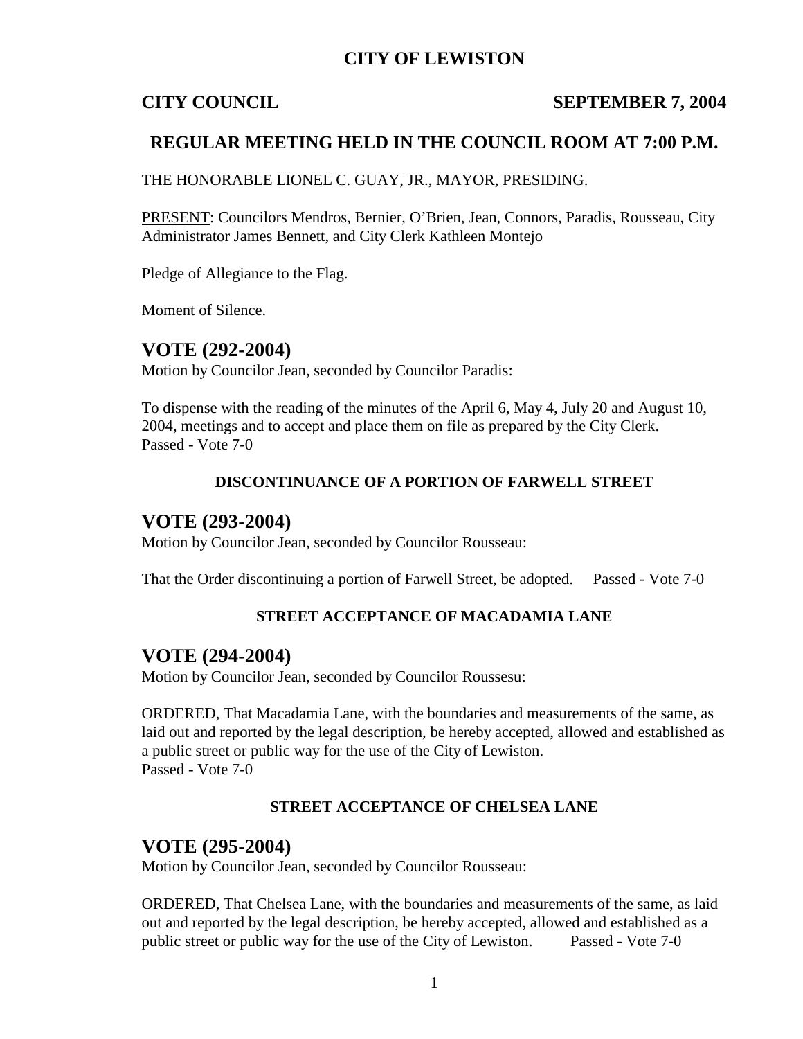# CITY OF LEWISTON

**CITY COUNCIL** **SEPTEMBER 7, 2004**

## REGULAR MEETING HELD IN THE COUNCIL ROOM AT 7:00 P.M.

THE HONORABLE LIONEL C. GUAY, JR., MAYOR, PRESIDING.

PRESENT: Councilors Mendros, Bernier, O'Brien, Jean, Connors, Paradis, Rousseau, City Administrator James Bennett, and City Clerk Kathleen Montejo

Pledge of Allegiance to the Flag.

Moment of Silence.

## VOTE (292-2004)

Motion by Councilor Jean, seconded by Councilor Paradis:

To dispense with the reading of the minutes of the April 6, May 4, July 20 and August 10, 2004, meetings and to accept and place them on file as prepared by the City Clerk.
Passed - Vote 7-0

### DISCONTINUANCE OF A PORTION OF FARWELL STREET

## VOTE (293-2004)

Motion by Councilor Jean, seconded by Councilor Rousseau:

That the Order discontinuing a portion of Farwell Street, be adopted. Passed - Vote 7-0

### STREET ACCEPTANCE OF MACADAMIA LANE

## VOTE (294-2004)

Motion by Councilor Jean, seconded by Councilor Roussesu:

ORDERED, That Macadamia Lane, with the boundaries and measurements of the same, as laid out and reported by the legal description, be hereby accepted, allowed and established as a public street or public way for the use of the City of Lewiston.
Passed - Vote 7-0

### STREET ACCEPTANCE OF CHELSEA LANE

## VOTE (295-2004)

Motion by Councilor Jean, seconded by Councilor Rousseau:

ORDERED, That Chelsea Lane, with the boundaries and measurements of the same, as laid out and reported by the legal description, be hereby accepted, allowed and established as a public street or public way for the use of the City of Lewiston. Passed - Vote 7-0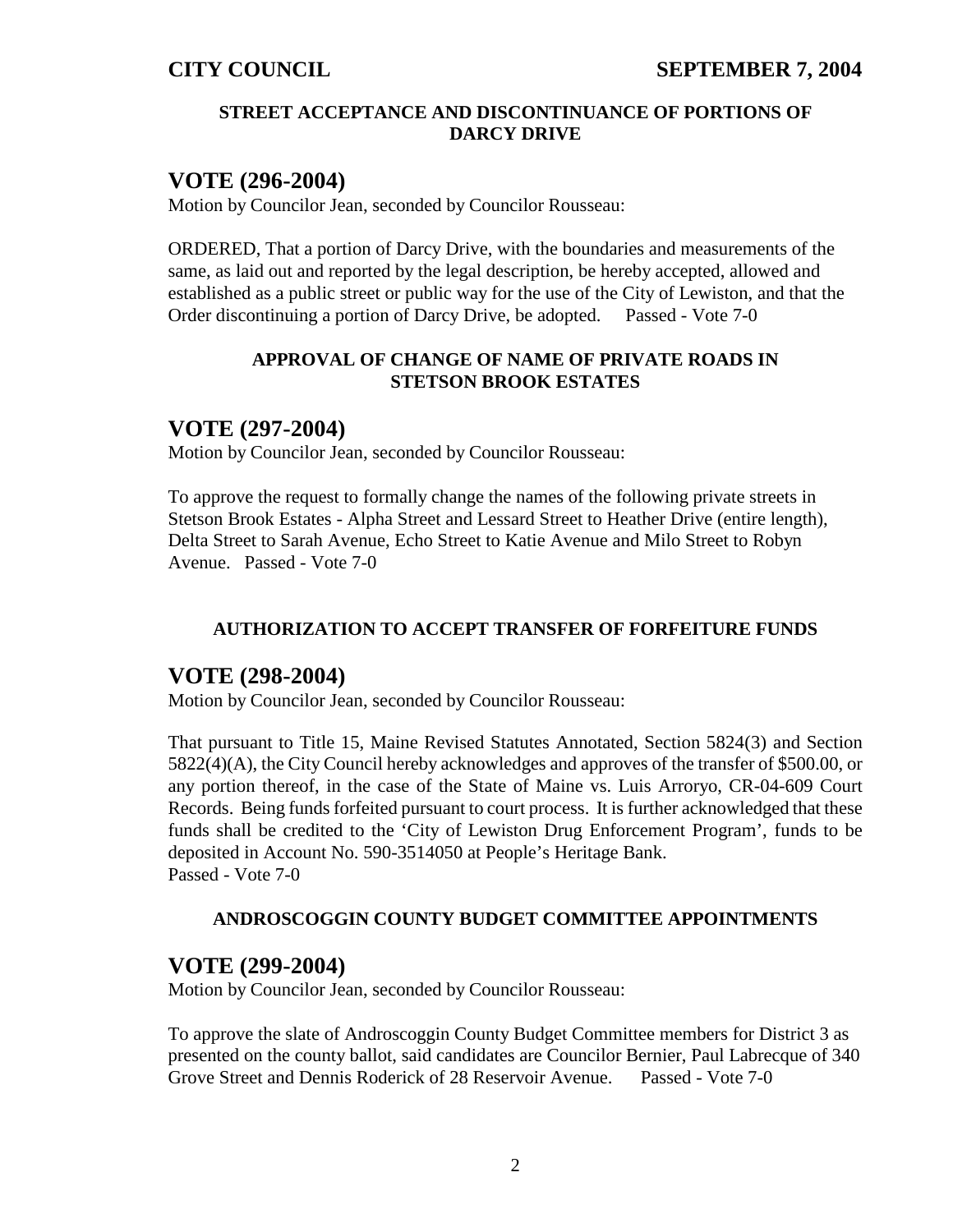#### STREET ACCEPTANCE AND DISCONTINUANCE OF PORTIONS OF DARCY DRIVE

## VOTE (296-2004)

Motion by Councilor Jean, seconded by Councilor Rousseau:

ORDERED, That a portion of Darcy Drive, with the boundaries and measurements of the same, as laid out and reported by the legal description, be hereby accepted, allowed and established as a public street or public way for the use of the City of Lewiston, and that the Order discontinuing a portion of Darcy Drive, be adopted. Passed - Vote 7-0

#### APPROVAL OF CHANGE OF NAME OF PRIVATE ROADS IN STETSON BROOK ESTATES

## VOTE (297-2004)

Motion by Councilor Jean, seconded by Councilor Rousseau:

To approve the request to formally change the names of the following private streets in Stetson Brook Estates - Alpha Street and Lessard Street to Heather Drive (entire length), Delta Street to Sarah Avenue, Echo Street to Katie Avenue and Milo Street to Robyn Avenue. Passed - Vote 7-0

#### AUTHORIZATION TO ACCEPT TRANSFER OF FORFEITURE FUNDS

## VOTE (298-2004)

Motion by Councilor Jean, seconded by Councilor Rousseau:

That pursuant to Title 15, Maine Revised Statutes Annotated, Section 5824(3) and Section 5822(4)(A), the City Council hereby acknowledges and approves of the transfer of $500.00, or any portion thereof, in the case of the State of Maine vs. Luis Arroryo, CR-04-609 Court Records. Being funds forfeited pursuant to court process. It is further acknowledged that these funds shall be credited to the 'City of Lewiston Drug Enforcement Program', funds to be deposited in Account No. 590-3514050 at People's Heritage Bank.
Passed - Vote 7-0

#### ANDROSCOGGIN COUNTY BUDGET COMMITTEE APPOINTMENTS

## VOTE (299-2004)

Motion by Councilor Jean, seconded by Councilor Rousseau:

To approve the slate of Androscoggin County Budget Committee members for District 3 as presented on the county ballot, said candidates are Councilor Bernier, Paul Labrecque of 340 Grove Street and Dennis Roderick of 28 Reservoir Avenue. Passed - Vote 7-0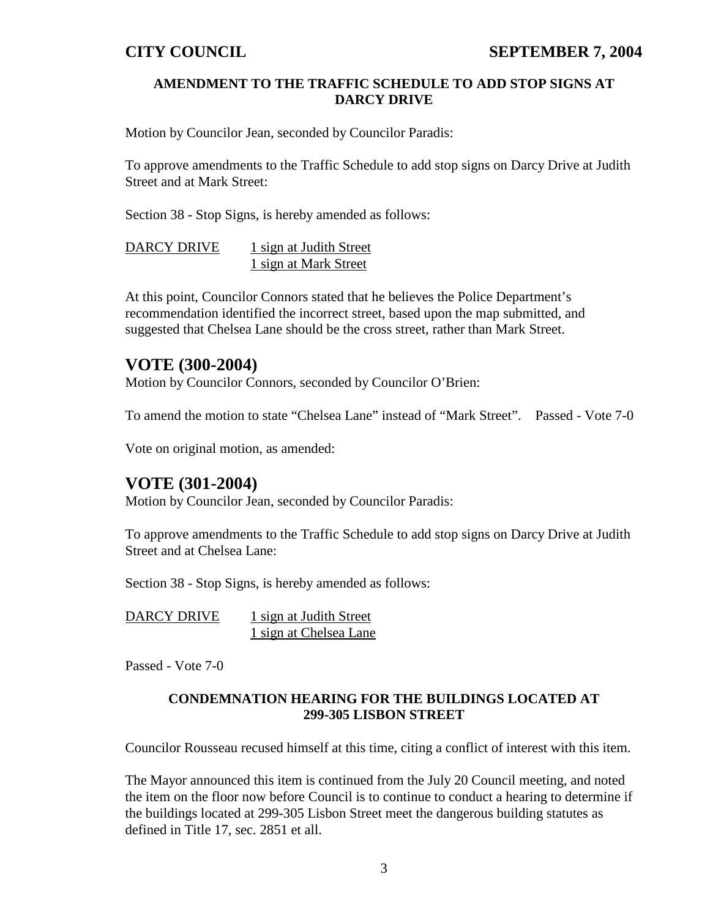**AMENDMENT TO THE TRAFFIC SCHEDULE TO ADD STOP SIGNS AT DARCY DRIVE**

Motion by Councilor Jean, seconded by Councilor Paradis:

To approve amendments to the Traffic Schedule to add stop signs on Darcy Drive at Judith Street and at Mark Street:

Section 38 - Stop Signs, is hereby amended as follows:

<u>DARCY DRIVE</u> <u>1 sign at Judith Street</u>
<u>1 sign at Mark Street</u>

At this point, Councilor Connors stated that he believes the Police Department's recommendation identified the incorrect street, based upon the map submitted, and suggested that Chelsea Lane should be the cross street, rather than Mark Street.

## VOTE (300-2004)

Motion by Councilor Connors, seconded by Councilor O'Brien:

To amend the motion to state "Chelsea Lane" instead of "Mark Street". Passed - Vote 7-0

Vote on original motion, as amended:

## VOTE (301-2004)

Motion by Councilor Jean, seconded by Councilor Paradis:

To approve amendments to the Traffic Schedule to add stop signs on Darcy Drive at Judith Street and at Chelsea Lane:

Section 38 - Stop Signs, is hereby amended as follows:

<u>DARCY DRIVE</u> <u>1 sign at Judith Street</u>
<u>1 sign at Chelsea Lane</u>

Passed - Vote 7-0

**CONDEMNATION HEARING FOR THE BUILDINGS LOCATED AT 299-305 LISBON STREET**

Councilor Rousseau recused himself at this time, citing a conflict of interest with this item.

The Mayor announced this item is continued from the July 20 Council meeting, and noted the item on the floor now before Council is to continue to conduct a hearing to determine if the buildings located at 299-305 Lisbon Street meet the dangerous building statutes as defined in Title 17, sec. 2851 et all.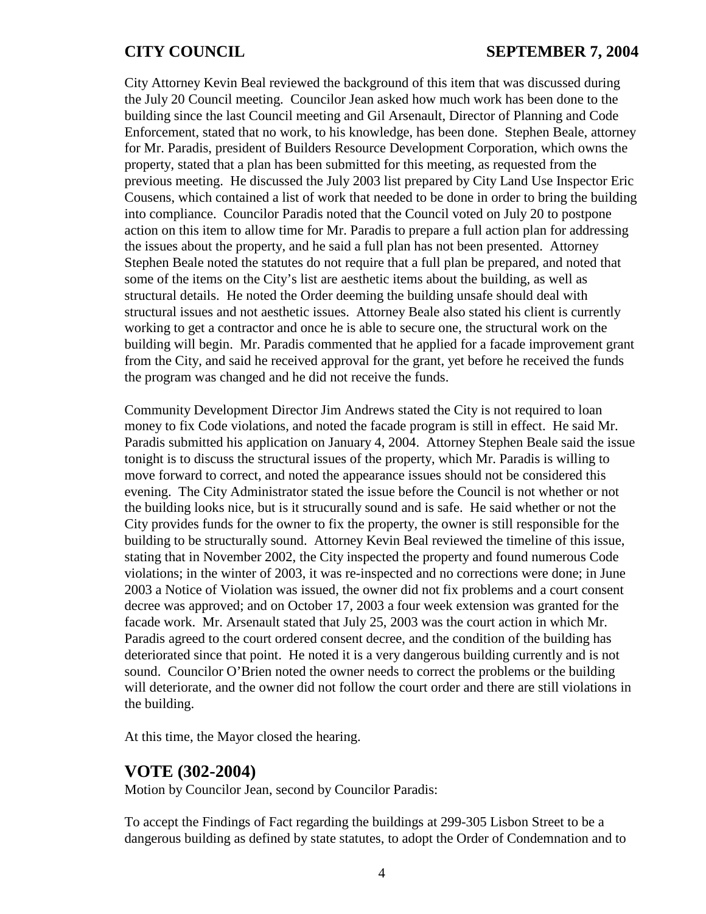City Attorney Kevin Beal reviewed the background of this item that was discussed during the July 20 Council meeting. Councilor Jean asked how much work has been done to the building since the last Council meeting and Gil Arsenault, Director of Planning and Code Enforcement, stated that no work, to his knowledge, has been done. Stephen Beale, attorney for Mr. Paradis, president of Builders Resource Development Corporation, which owns the property, stated that a plan has been submitted for this meeting, as requested from the previous meeting. He discussed the July 2003 list prepared by City Land Use Inspector Eric Cousens, which contained a list of work that needed to be done in order to bring the building into compliance. Councilor Paradis noted that the Council voted on July 20 to postpone action on this item to allow time for Mr. Paradis to prepare a full action plan for addressing the issues about the property, and he said a full plan has not been presented. Attorney Stephen Beale noted the statutes do not require that a full plan be prepared, and noted that some of the items on the City's list are aesthetic items about the building, as well as structural details. He noted the Order deeming the building unsafe should deal with structural issues and not aesthetic issues. Attorney Beale also stated his client is currently working to get a contractor and once he is able to secure one, the structural work on the building will begin. Mr. Paradis commented that he applied for a facade improvement grant from the City, and said he received approval for the grant, yet before he received the funds the program was changed and he did not receive the funds.

Community Development Director Jim Andrews stated the City is not required to loan money to fix Code violations, and noted the facade program is still in effect. He said Mr. Paradis submitted his application on January 4, 2004. Attorney Stephen Beale said the issue tonight is to discuss the structural issues of the property, which Mr. Paradis is willing to move forward to correct, and noted the appearance issues should not be considered this evening. The City Administrator stated the issue before the Council is not whether or not the building looks nice, but is it strucurally sound and is safe. He said whether or not the City provides funds for the owner to fix the property, the owner is still responsible for the building to be structurally sound. Attorney Kevin Beal reviewed the timeline of this issue, stating that in November 2002, the City inspected the property and found numerous Code violations; in the winter of 2003, it was re-inspected and no corrections were done; in June 2003 a Notice of Violation was issued, the owner did not fix problems and a court consent decree was approved; and on October 17, 2003 a four week extension was granted for the facade work. Mr. Arsenault stated that July 25, 2003 was the court action in which Mr. Paradis agreed to the court ordered consent decree, and the condition of the building has deteriorated since that point. He noted it is a very dangerous building currently and is not sound. Councilor O'Brien noted the owner needs to correct the problems or the building will deteriorate, and the owner did not follow the court order and there are still violations in the building.

At this time, the Mayor closed the hearing.

## VOTE (302-2004)

Motion by Councilor Jean, second by Councilor Paradis:

To accept the Findings of Fact regarding the buildings at 299-305 Lisbon Street to be a dangerous building as defined by state statutes, to adopt the Order of Condemnation and to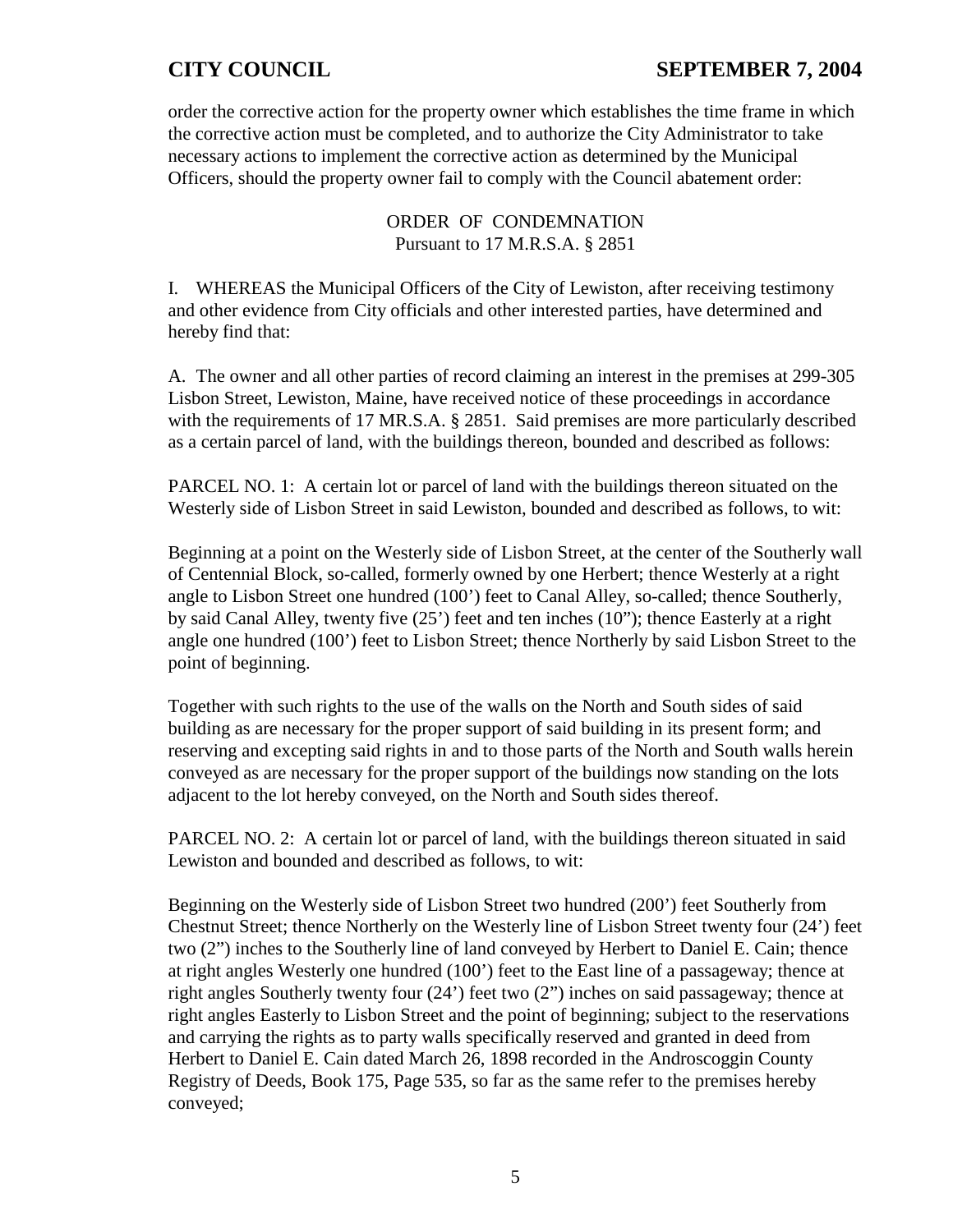order the corrective action for the property owner which establishes the time frame in which the corrective action must be completed, and to authorize the City Administrator to take necessary actions to implement the corrective action as determined by the Municipal Officers, should the property owner fail to comply with the Council abatement order:

ORDER OF CONDEMNATION
Pursuant to 17 M.R.S.A. § 2851

I. WHEREAS the Municipal Officers of the City of Lewiston, after receiving testimony and other evidence from City officials and other interested parties, have determined and hereby find that:

A. The owner and all other parties of record claiming an interest in the premises at 299-305 Lisbon Street, Lewiston, Maine, have received notice of these proceedings in accordance with the requirements of 17 MR.S.A. § 2851. Said premises are more particularly described as a certain parcel of land, with the buildings thereon, bounded and described as follows:

PARCEL NO. 1: A certain lot or parcel of land with the buildings thereon situated on the Westerly side of Lisbon Street in said Lewiston, bounded and described as follows, to wit:

Beginning at a point on the Westerly side of Lisbon Street, at the center of the Southerly wall of Centennial Block, so-called, formerly owned by one Herbert; thence Westerly at a right angle to Lisbon Street one hundred (100') feet to Canal Alley, so-called; thence Southerly, by said Canal Alley, twenty five (25') feet and ten inches (10"); thence Easterly at a right angle one hundred (100') feet to Lisbon Street; thence Northerly by said Lisbon Street to the point of beginning.

Together with such rights to the use of the walls on the North and South sides of said building as are necessary for the proper support of said building in its present form; and reserving and excepting said rights in and to those parts of the North and South walls herein conveyed as are necessary for the proper support of the buildings now standing on the lots adjacent to the lot hereby conveyed, on the North and South sides thereof.

PARCEL NO. 2: A certain lot or parcel of land, with the buildings thereon situated in said Lewiston and bounded and described as follows, to wit:

Beginning on the Westerly side of Lisbon Street two hundred (200') feet Southerly from Chestnut Street; thence Northerly on the Westerly line of Lisbon Street twenty four (24') feet two (2") inches to the Southerly line of land conveyed by Herbert to Daniel E. Cain; thence at right angles Westerly one hundred (100') feet to the East line of a passageway; thence at right angles Southerly twenty four (24') feet two (2") inches on said passageway; thence at right angles Easterly to Lisbon Street and the point of beginning; subject to the reservations and carrying the rights as to party walls specifically reserved and granted in deed from Herbert to Daniel E. Cain dated March 26, 1898 recorded in the Androscoggin County Registry of Deeds, Book 175, Page 535, so far as the same refer to the premises hereby conveyed;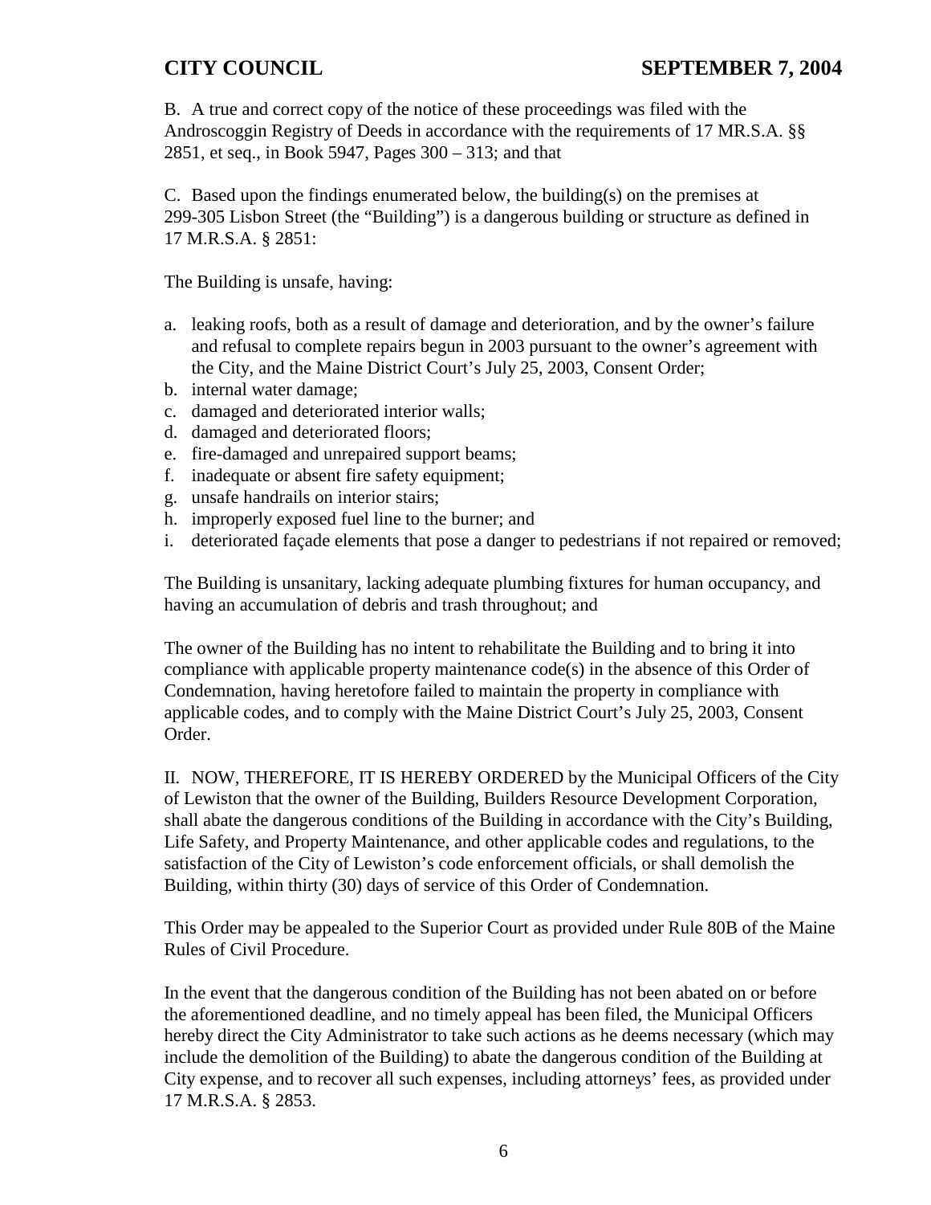B. A true and correct copy of the notice of these proceedings was filed with the Androscoggin Registry of Deeds in accordance with the requirements of 17 MR.S.A. §§ 2851, et seq., in Book 5947, Pages 300 – 313; and that

C. Based upon the findings enumerated below, the building(s) on the premises at 299-305 Lisbon Street (the "Building") is a dangerous building or structure as defined in 17 M.R.S.A. § 2851:

The Building is unsafe, having:

a. leaking roofs, both as a result of damage and deterioration, and by the owner's failure and refusal to complete repairs begun in 2003 pursuant to the owner's agreement with the City, and the Maine District Court's July 25, 2003, Consent Order;
b. internal water damage;
c. damaged and deteriorated interior walls;
d. damaged and deteriorated floors;
e. fire-damaged and unrepaired support beams;
f. inadequate or absent fire safety equipment;
g. unsafe handrails on interior stairs;
h. improperly exposed fuel line to the burner; and
i. deteriorated façade elements that pose a danger to pedestrians if not repaired or removed;

The Building is unsanitary, lacking adequate plumbing fixtures for human occupancy, and having an accumulation of debris and trash throughout; and

The owner of the Building has no intent to rehabilitate the Building and to bring it into compliance with applicable property maintenance code(s) in the absence of this Order of Condemnation, having heretofore failed to maintain the property in compliance with applicable codes, and to comply with the Maine District Court's July 25, 2003, Consent Order.

II. NOW, THEREFORE, IT IS HEREBY ORDERED by the Municipal Officers of the City of Lewiston that the owner of the Building, Builders Resource Development Corporation, shall abate the dangerous conditions of the Building in accordance with the City's Building, Life Safety, and Property Maintenance, and other applicable codes and regulations, to the satisfaction of the City of Lewiston's code enforcement officials, or shall demolish the Building, within thirty (30) days of service of this Order of Condemnation.

This Order may be appealed to the Superior Court as provided under Rule 80B of the Maine Rules of Civil Procedure.

In the event that the dangerous condition of the Building has not been abated on or before the aforementioned deadline, and no timely appeal has been filed, the Municipal Officers hereby direct the City Administrator to take such actions as he deems necessary (which may include the demolition of the Building) to abate the dangerous condition of the Building at City expense, and to recover all such expenses, including attorneys' fees, as provided under 17 M.R.S.A. § 2853.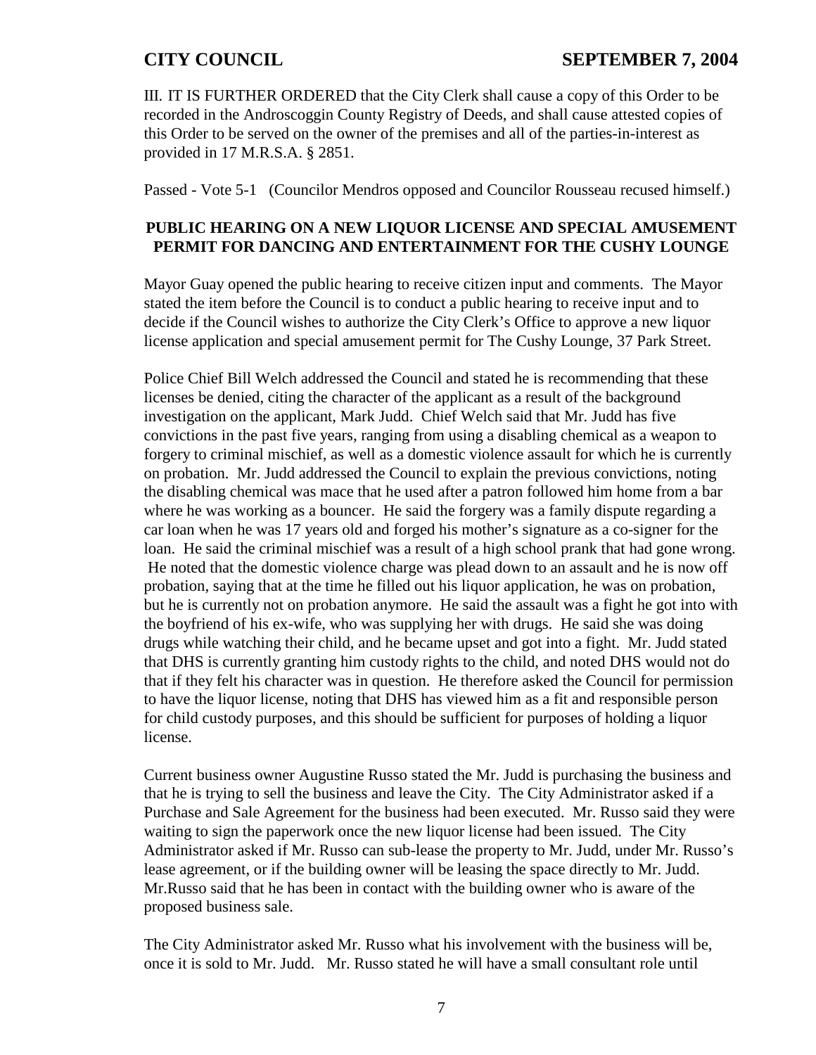III. IT IS FURTHER ORDERED that the City Clerk shall cause a copy of this Order to be recorded in the Androscoggin County Registry of Deeds, and shall cause attested copies of this Order to be served on the owner of the premises and all of the parties-in-interest as provided in 17 M.R.S.A. § 2851.

Passed - Vote 5-1 (Councilor Mendros opposed and Councilor Rousseau recused himself.)

**PUBLIC HEARING ON A NEW LIQUOR LICENSE AND SPECIAL AMUSEMENT PERMIT FOR DANCING AND ENTERTAINMENT FOR THE CUSHY LOUNGE**

Mayor Guay opened the public hearing to receive citizen input and comments. The Mayor stated the item before the Council is to conduct a public hearing to receive input and to decide if the Council wishes to authorize the City Clerk's Office to approve a new liquor license application and special amusement permit for The Cushy Lounge, 37 Park Street.

Police Chief Bill Welch addressed the Council and stated he is recommending that these licenses be denied, citing the character of the applicant as a result of the background investigation on the applicant, Mark Judd. Chief Welch said that Mr. Judd has five convictions in the past five years, ranging from using a disabling chemical as a weapon to forgery to criminal mischief, as well as a domestic violence assault for which he is currently on probation. Mr. Judd addressed the Council to explain the previous convictions, noting the disabling chemical was mace that he used after a patron followed him home from a bar where he was working as a bouncer. He said the forgery was a family dispute regarding a car loan when he was 17 years old and forged his mother's signature as a co-signer for the loan. He said the criminal mischief was a result of a high school prank that had gone wrong. He noted that the domestic violence charge was plead down to an assault and he is now off probation, saying that at the time he filled out his liquor application, he was on probation, but he is currently not on probation anymore. He said the assault was a fight he got into with the boyfriend of his ex-wife, who was supplying her with drugs. He said she was doing drugs while watching their child, and he became upset and got into a fight. Mr. Judd stated that DHS is currently granting him custody rights to the child, and noted DHS would not do that if they felt his character was in question. He therefore asked the Council for permission to have the liquor license, noting that DHS has viewed him as a fit and responsible person for child custody purposes, and this should be sufficient for purposes of holding a liquor license.

Current business owner Augustine Russo stated the Mr. Judd is purchasing the business and that he is trying to sell the business and leave the City. The City Administrator asked if a Purchase and Sale Agreement for the business had been executed. Mr. Russo said they were waiting to sign the paperwork once the new liquor license had been issued. The City Administrator asked if Mr. Russo can sub-lease the property to Mr. Judd, under Mr. Russo's lease agreement, or if the building owner will be leasing the space directly to Mr. Judd. Mr.Russo said that he has been in contact with the building owner who is aware of the proposed business sale.

The City Administrator asked Mr. Russo what his involvement with the business will be, once it is sold to Mr. Judd. Mr. Russo stated he will have a small consultant role until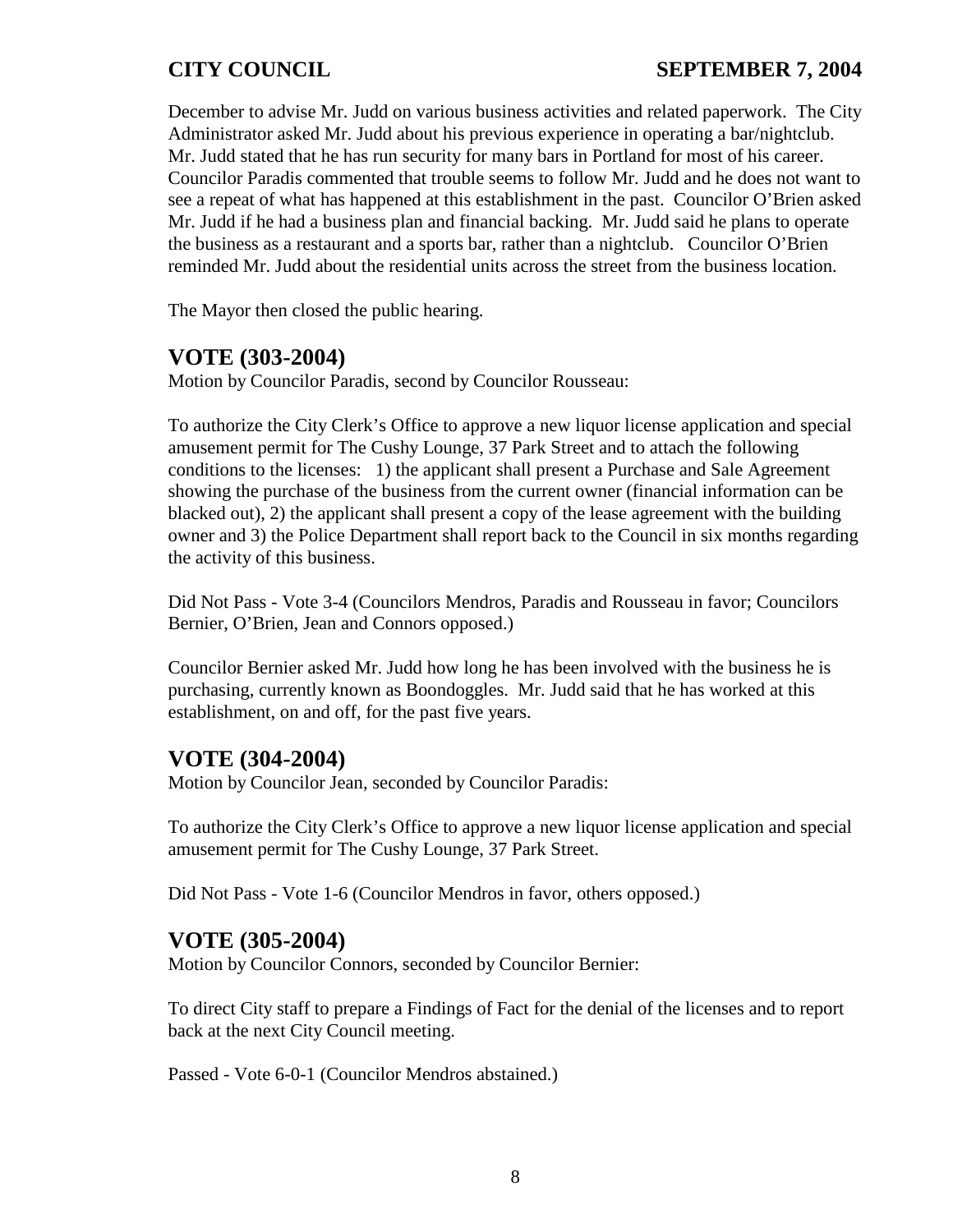December to advise Mr. Judd on various business activities and related paperwork. The City Administrator asked Mr. Judd about his previous experience in operating a bar/nightclub. Mr. Judd stated that he has run security for many bars in Portland for most of his career. Councilor Paradis commented that trouble seems to follow Mr. Judd and he does not want to see a repeat of what has happened at this establishment in the past. Councilor O'Brien asked Mr. Judd if he had a business plan and financial backing. Mr. Judd said he plans to operate the business as a restaurant and a sports bar, rather than a nightclub. Councilor O'Brien reminded Mr. Judd about the residential units across the street from the business location.

The Mayor then closed the public hearing.

## VOTE (303-2004)

Motion by Councilor Paradis, second by Councilor Rousseau:

To authorize the City Clerk's Office to approve a new liquor license application and special amusement permit for The Cushy Lounge, 37 Park Street and to attach the following conditions to the licenses: 1) the applicant shall present a Purchase and Sale Agreement showing the purchase of the business from the current owner (financial information can be blacked out), 2) the applicant shall present a copy of the lease agreement with the building owner and 3) the Police Department shall report back to the Council in six months regarding the activity of this business.

Did Not Pass - Vote 3-4 (Councilors Mendros, Paradis and Rousseau in favor; Councilors Bernier, O'Brien, Jean and Connors opposed.)

Councilor Bernier asked Mr. Judd how long he has been involved with the business he is purchasing, currently known as Boondoggles. Mr. Judd said that he has worked at this establishment, on and off, for the past five years.

## VOTE (304-2004)

Motion by Councilor Jean, seconded by Councilor Paradis:

To authorize the City Clerk's Office to approve a new liquor license application and special amusement permit for The Cushy Lounge, 37 Park Street.

Did Not Pass - Vote 1-6 (Councilor Mendros in favor, others opposed.)

## VOTE (305-2004)

Motion by Councilor Connors, seconded by Councilor Bernier:

To direct City staff to prepare a Findings of Fact for the denial of the licenses and to report back at the next City Council meeting.

Passed - Vote 6-0-1 (Councilor Mendros abstained.)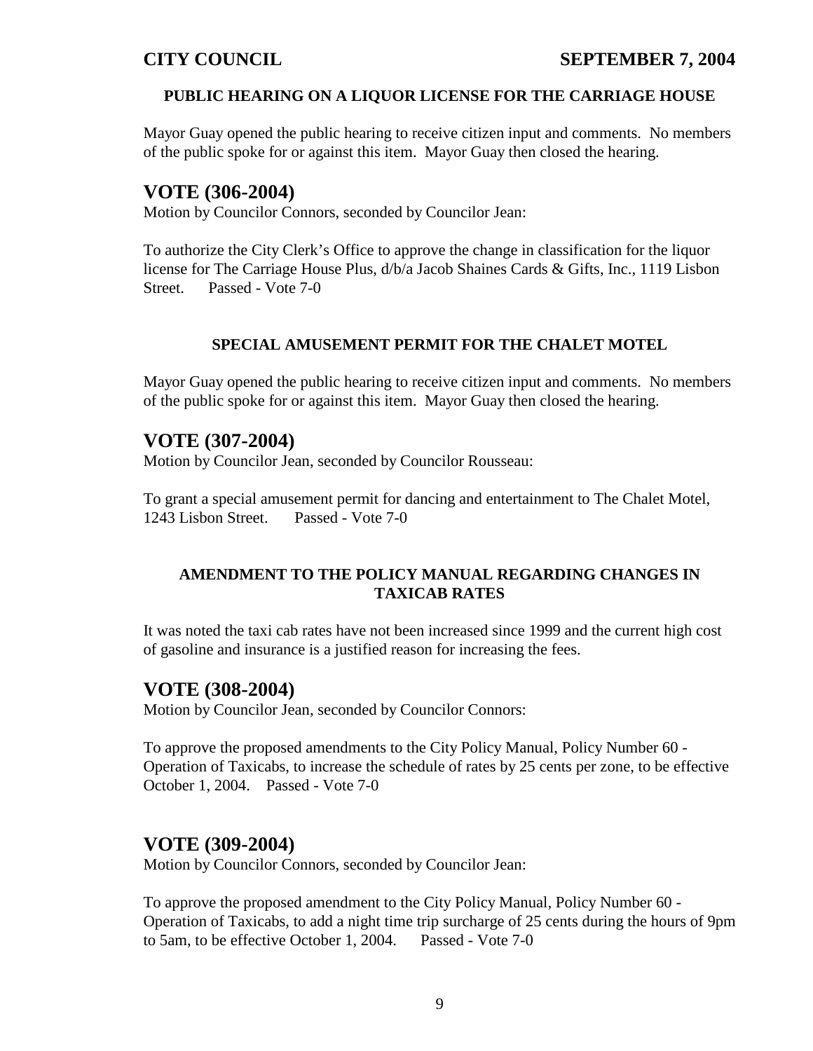**PUBLIC HEARING ON A LIQUOR LICENSE FOR THE CARRIAGE HOUSE**

Mayor Guay opened the public hearing to receive citizen input and comments. No members of the public spoke for or against this item. Mayor Guay then closed the hearing.

## VOTE (306-2004)

Motion by Councilor Connors, seconded by Councilor Jean:

To authorize the City Clerk's Office to approve the change in classification for the liquor license for The Carriage House Plus, d/b/a Jacob Shaines Cards & Gifts, Inc., 1119 Lisbon Street. Passed - Vote 7-0

**SPECIAL AMUSEMENT PERMIT FOR THE CHALET MOTEL**

Mayor Guay opened the public hearing to receive citizen input and comments. No members of the public spoke for or against this item. Mayor Guay then closed the hearing.

## VOTE (307-2004)

Motion by Councilor Jean, seconded by Councilor Rousseau:

To grant a special amusement permit for dancing and entertainment to The Chalet Motel, 1243 Lisbon Street. Passed - Vote 7-0

**AMENDMENT TO THE POLICY MANUAL REGARDING CHANGES IN TAXICAB RATES**

It was noted the taxi cab rates have not been increased since 1999 and the current high cost of gasoline and insurance is a justified reason for increasing the fees.

## VOTE (308-2004)

Motion by Councilor Jean, seconded by Councilor Connors:

To approve the proposed amendments to the City Policy Manual, Policy Number 60 - Operation of Taxicabs, to increase the schedule of rates by 25 cents per zone, to be effective October 1, 2004. Passed - Vote 7-0

## VOTE (309-2004)

Motion by Councilor Connors, seconded by Councilor Jean:

To approve the proposed amendment to the City Policy Manual, Policy Number 60 - Operation of Taxicabs, to add a night time trip surcharge of 25 cents during the hours of 9pm to 5am, to be effective October 1, 2004. Passed - Vote 7-0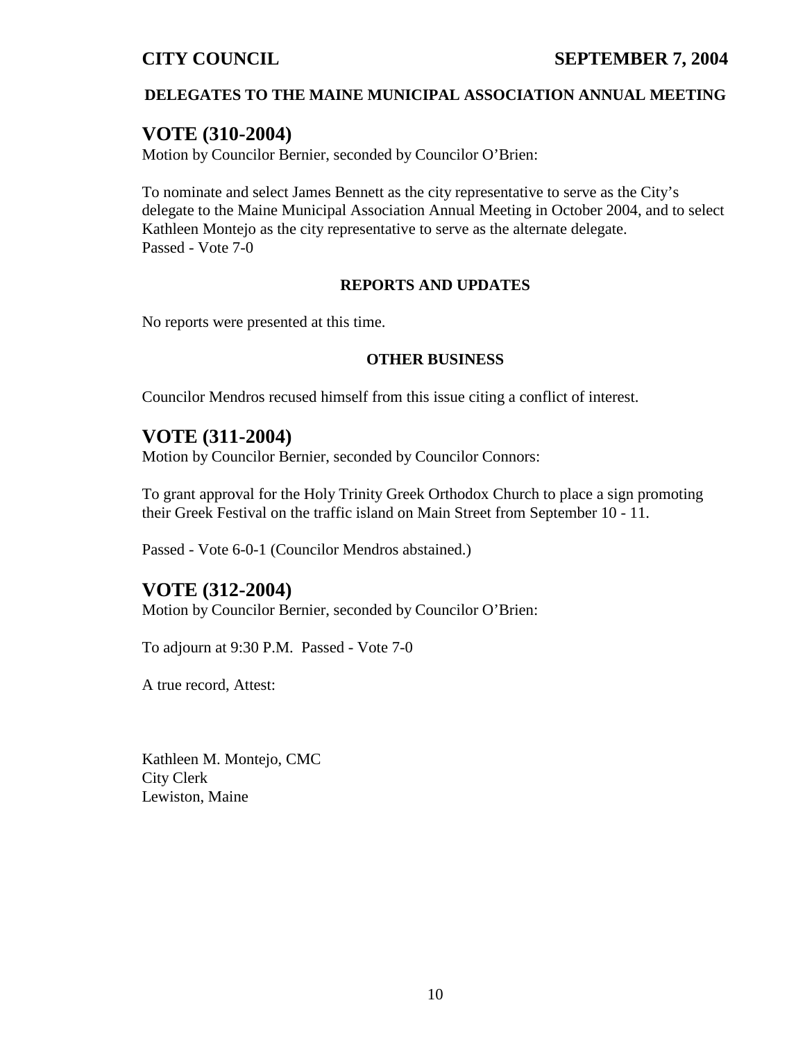**DELEGATES TO THE MAINE MUNICIPAL ASSOCIATION ANNUAL MEETING**

## VOTE (310-2004)

Motion by Councilor Bernier, seconded by Councilor O'Brien:

To nominate and select James Bennett as the city representative to serve as the City's delegate to the Maine Municipal Association Annual Meeting in October 2004, and to select Kathleen Montejo as the city representative to serve as the alternate delegate.
Passed - Vote 7-0

**REPORTS AND UPDATES**

No reports were presented at this time.

**OTHER BUSINESS**

Councilor Mendros recused himself from this issue citing a conflict of interest.

## VOTE (311-2004)

Motion by Councilor Bernier, seconded by Councilor Connors:

To grant approval for the Holy Trinity Greek Orthodox Church to place a sign promoting their Greek Festival on the traffic island on Main Street from September 10 - 11.

Passed - Vote 6-0-1 (Councilor Mendros abstained.)

## VOTE (312-2004)

Motion by Councilor Bernier, seconded by Councilor O'Brien:

To adjourn at 9:30 P.M. Passed - Vote 7-0

A true record, Attest:

Kathleen M. Montejo, CMC
City Clerk
Lewiston, Maine